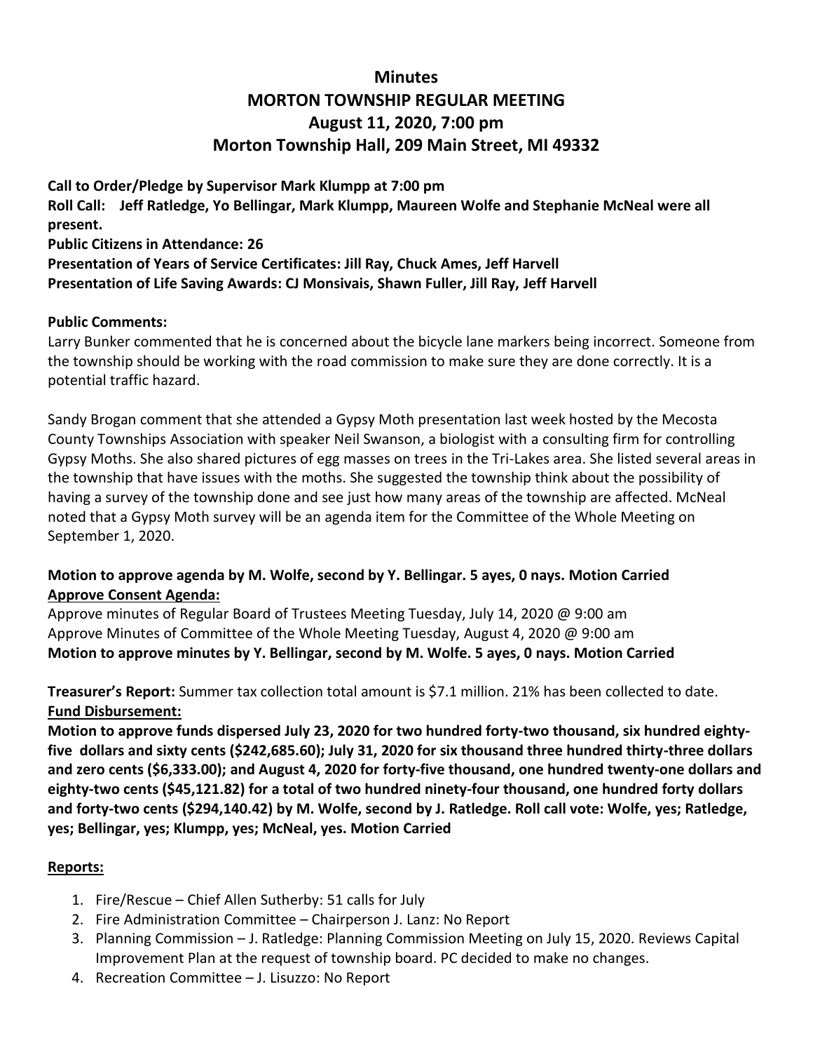# Minutes
# MORTON TOWNSHIP REGULAR MEETING
## August 11, 2020, 7:00 pm
## Morton Township Hall, 209 Main Street, MI 49332

**Call to Order/Pledge by Supervisor Mark Klumpp at 7:00 pm**
**Roll Call: Jeff Ratledge, Yo Bellingar, Mark Klumpp, Maureen Wolfe and Stephanie McNeal were all present.**
**Public Citizens in Attendance: 26**
**Presentation of Years of Service Certificates: Jill Ray, Chuck Ames, Jeff Harvell**
**Presentation of Life Saving Awards: CJ Monsivais, Shawn Fuller, Jill Ray, Jeff Harvell**

**Public Comments:**
Larry Bunker commented that he is concerned about the bicycle lane markers being incorrect. Someone from the township should be working with the road commission to make sure they are done correctly. It is a potential traffic hazard.

Sandy Brogan comment that she attended a Gypsy Moth presentation last week hosted by the Mecosta County Townships Association with speaker Neil Swanson, a biologist with a consulting firm for controlling Gypsy Moths. She also shared pictures of egg masses on trees in the Tri-Lakes area. She listed several areas in the township that have issues with the moths. She suggested the township think about the possibility of having a survey of the township done and see just how many areas of the township are affected. McNeal noted that a Gypsy Moth survey will be an agenda item for the Committee of the Whole Meeting on September 1, 2020.

**Motion to approve agenda by M. Wolfe, second by Y. Bellingar. 5 ayes, 0 nays. Motion Carried**
**<u>Approve Consent Agenda:</u>**
Approve minutes of Regular Board of Trustees Meeting Tuesday, July 14, 2020 @ 9:00 am
Approve Minutes of Committee of the Whole Meeting Tuesday, August 4, 2020 @ 9:00 am
**Motion to approve minutes by Y. Bellingar, second by M. Wolfe. 5 ayes, 0 nays. Motion Carried**

**Treasurer's Report:** Summer tax collection total amount is $7.1 million. 21% has been collected to date.
**<u>Fund Disbursement:</u>**
**Motion to approve funds dispersed July 23, 2020 for two hundred forty-two thousand, six hundred eighty-five dollars and sixty cents ($242,685.60); July 31, 2020 for six thousand three hundred thirty-three dollars and zero cents ($6,333.00); and August 4, 2020 for forty-five thousand, one hundred twenty-one dollars and eighty-two cents ($45,121.82) for a total of two hundred ninety-four thousand, one hundred forty dollars and forty-two cents ($294,140.42) by M. Wolfe, second by J. Ratledge. Roll call vote: Wolfe, yes; Ratledge, yes; Bellingar, yes; Klumpp, yes; McNeal, yes. Motion Carried**

**<u>Reports:</u>**

1. Fire/Rescue – Chief Allen Sutherby: 51 calls for July
2. Fire Administration Committee – Chairperson J. Lanz: No Report
3. Planning Commission – J. Ratledge: Planning Commission Meeting on July 15, 2020. Reviews Capital Improvement Plan at the request of township board. PC decided to make no changes.
4. Recreation Committee – J. Lisuzzo: No Report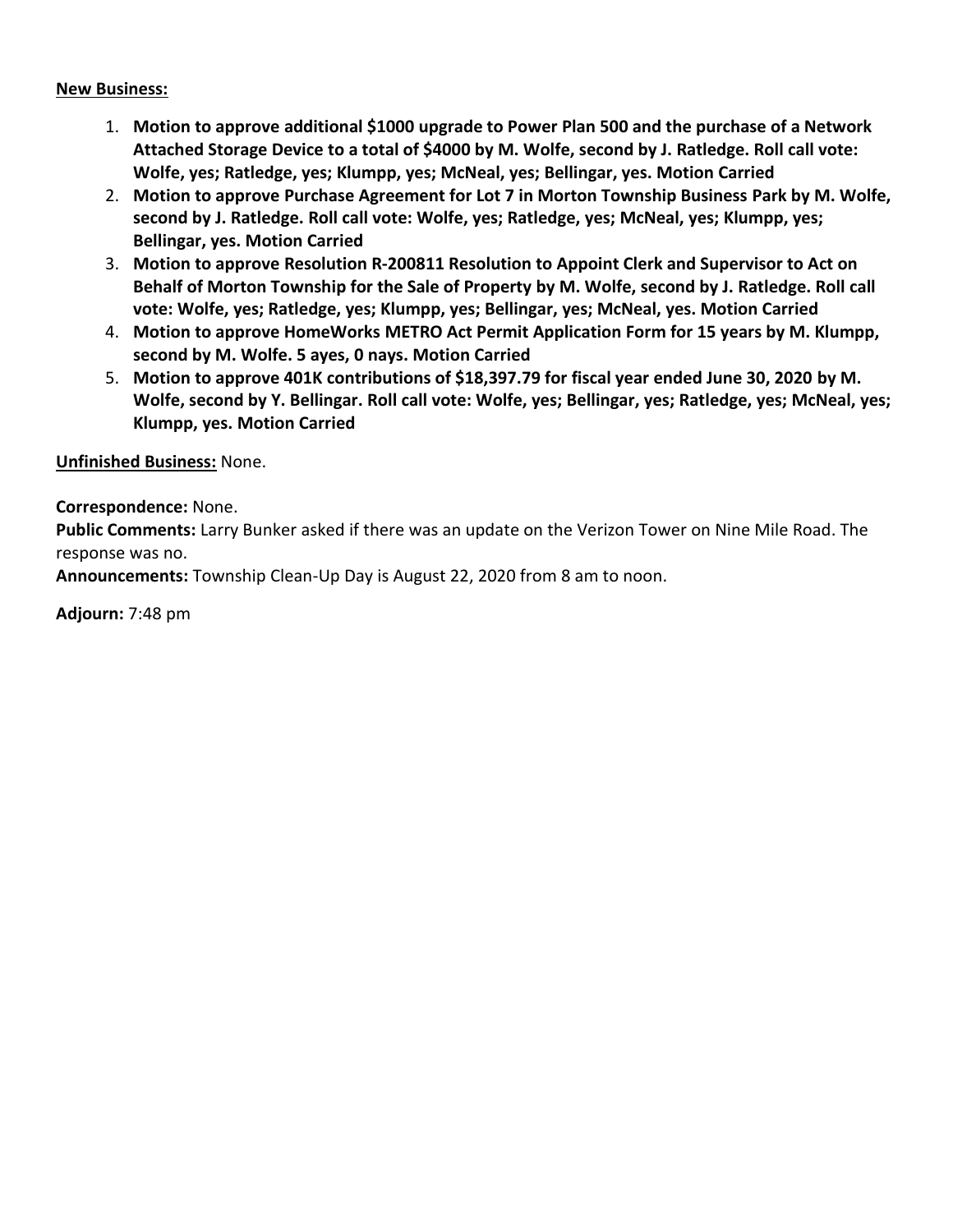**New Business:**

1. **Motion to approve additional $1000 upgrade to Power Plan 500 and the purchase of a Network Attached Storage Device to a total of $4000 by M. Wolfe, second by J. Ratledge. Roll call vote: Wolfe, yes; Ratledge, yes; Klumpp, yes; McNeal, yes; Bellingar, yes. Motion Carried**
2. **Motion to approve Purchase Agreement for Lot 7 in Morton Township Business Park by M. Wolfe, second by J. Ratledge. Roll call vote: Wolfe, yes; Ratledge, yes; McNeal, yes; Klumpp, yes; Bellingar, yes. Motion Carried**
3. **Motion to approve Resolution R-200811 Resolution to Appoint Clerk and Supervisor to Act on Behalf of Morton Township for the Sale of Property by M. Wolfe, second by J. Ratledge. Roll call vote: Wolfe, yes; Ratledge, yes; Klumpp, yes; Bellingar, yes; McNeal, yes. Motion Carried**
4. **Motion to approve HomeWorks METRO Act Permit Application Form for 15 years by M. Klumpp, second by M. Wolfe. 5 ayes, 0 nays. Motion Carried**
5. **Motion to approve 401K contributions of $18,397.79 for fiscal year ended June 30, 2020 by M. Wolfe, second by Y. Bellingar. Roll call vote: Wolfe, yes; Bellingar, yes; Ratledge, yes; McNeal, yes; Klumpp, yes. Motion Carried**

**Unfinished Business:** None.

**Correspondence:** None.

**Public Comments:** Larry Bunker asked if there was an update on the Verizon Tower on Nine Mile Road. The response was no.

**Announcements:** Township Clean-Up Day is August 22, 2020 from 8 am to noon.

**Adjourn:** 7:48 pm